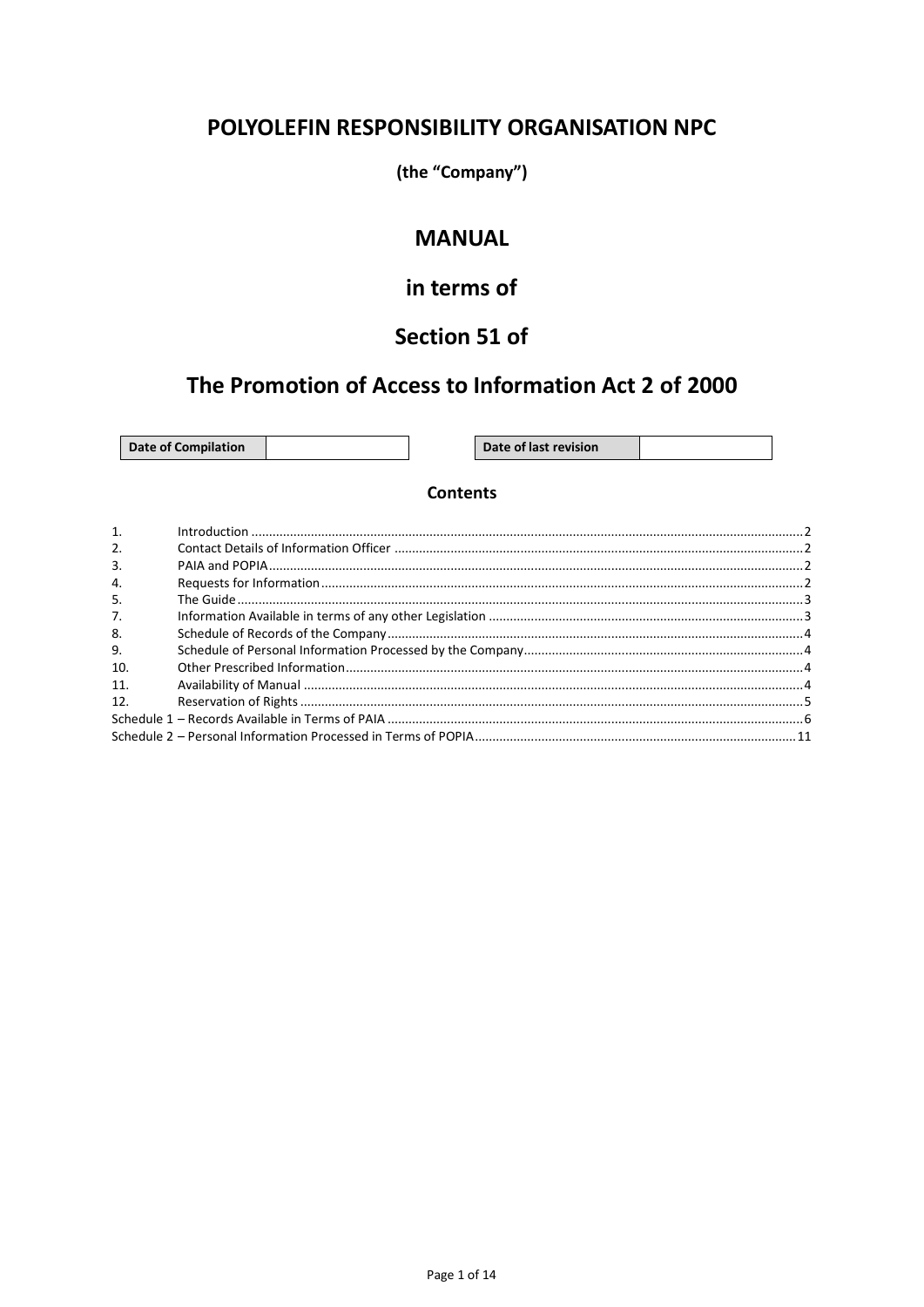# POLYOLEFIN RESPONSIBILITY ORGANISATION NPC

**(the "Company")**

## MANUAL

## in terms of

## Section 51 of

## The Promotion of Access to Information Act 2 of 2000

| Date of Compilation | | | Date of last revision | |
|---|---|---|---|---|

### Contents

| | | |
|---|---|---|
| 1. | Introduction | 2 |
| 2. | Contact Details of Information Officer | 2 |
| 3. | PAIA and POPIA | 2 |
| 4. | Requests for Information | 2 |
| 5. | The Guide | 3 |
| 7. | Information Available in terms of any other Legislation | 3 |
| 8. | Schedule of Records of the Company | 4 |
| 9. | Schedule of Personal Information Processed by the Company | 4 |
| 10. | Other Prescribed Information | 4 |
| 11. | Availability of Manual | 4 |
| 12. | Reservation of Rights | 5 |
| Schedule 1 – Records Available in Terms of PAIA | | 6 |
| Schedule 2 – Personal Information Processed in Terms of POPIA | | 11 |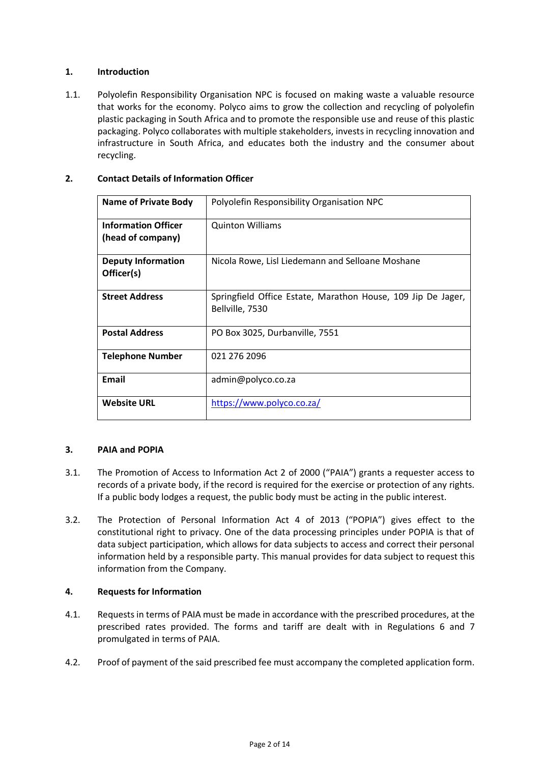## 1. Introduction

1.1. Polyolefin Responsibility Organisation NPC is focused on making waste a valuable resource that works for the economy. Polyco aims to grow the collection and recycling of polyolefin plastic packaging in South Africa and to promote the responsible use and reuse of this plastic packaging. Polyco collaborates with multiple stakeholders, invests in recycling innovation and infrastructure in South Africa, and educates both the industry and the consumer about recycling.

## 2. Contact Details of Information Officer

| **Name of Private Body** | Polyolefin Responsibility Organisation NPC |
|---|---|
| **Information Officer (head of company)** | Quinton Williams |
| **Deputy Information Officer(s)** | Nicola Rowe, Lisl Liedemann and Selloane Moshane |
| **Street Address** | Springfield Office Estate, Marathon House, 109 Jip De Jager, Bellville, 7530 |
| **Postal Address** | PO Box 3025, Durbanville, 7551 |
| **Telephone Number** | 021 276 2096 |
| **Email** | admin@polyco.co.za |
| **Website URL** | https://www.polyco.co.za/ |

## 3. PAIA and POPIA

3.1. The Promotion of Access to Information Act 2 of 2000 ("PAIA") grants a requester access to records of a private body, if the record is required for the exercise or protection of any rights. If a public body lodges a request, the public body must be acting in the public interest.

3.2. The Protection of Personal Information Act 4 of 2013 ("POPIA") gives effect to the constitutional right to privacy. One of the data processing principles under POPIA is that of data subject participation, which allows for data subjects to access and correct their personal information held by a responsible party. This manual provides for data subject to request this information from the Company.

## 4. Requests for Information

4.1. Requests in terms of PAIA must be made in accordance with the prescribed procedures, at the prescribed rates provided. The forms and tariff are dealt with in Regulations 6 and 7 promulgated in terms of PAIA.

4.2. Proof of payment of the said prescribed fee must accompany the completed application form.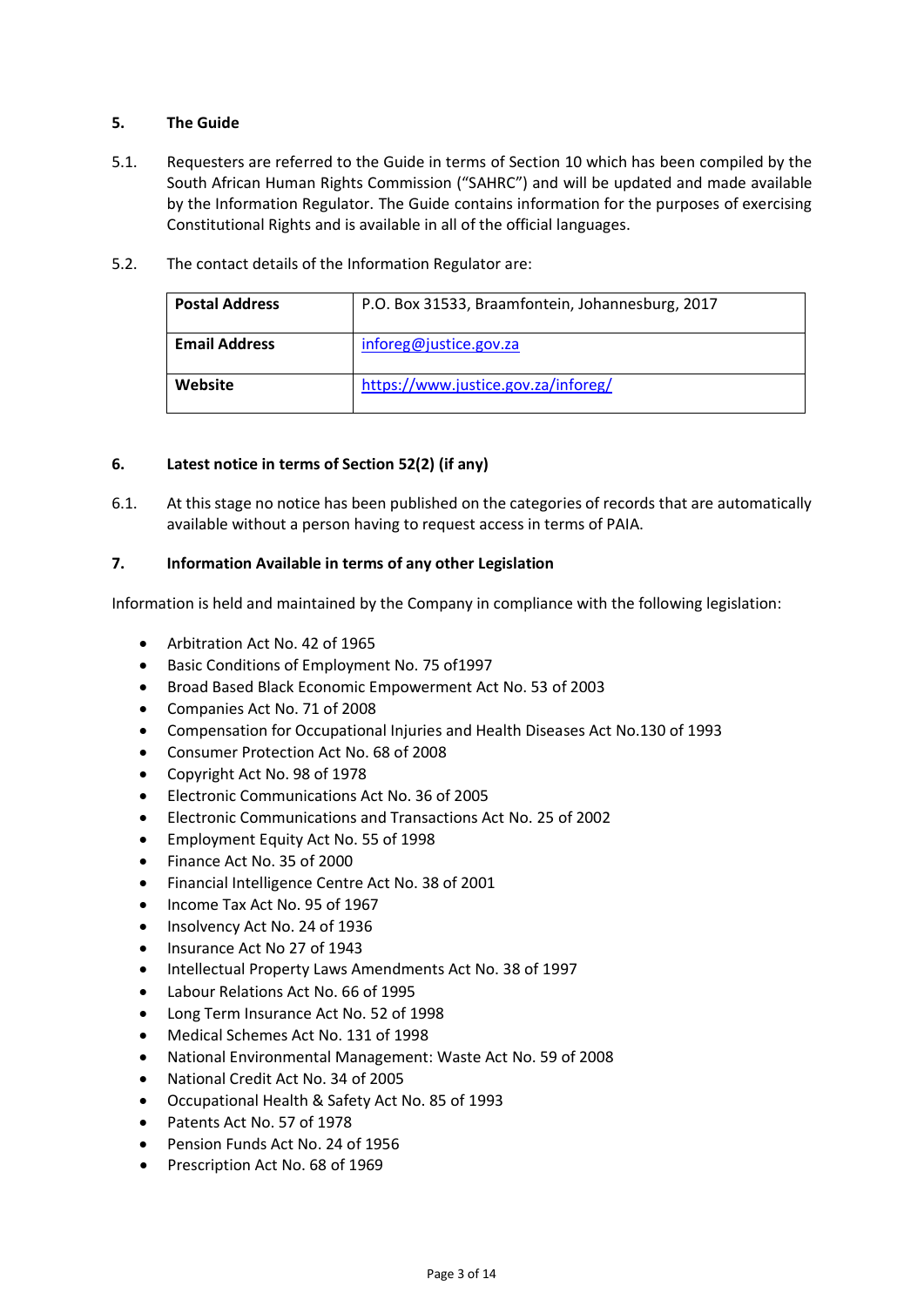## 5. The Guide

5.1. Requesters are referred to the Guide in terms of Section 10 which has been compiled by the South African Human Rights Commission ("SAHRC") and will be updated and made available by the Information Regulator. The Guide contains information for the purposes of exercising Constitutional Rights and is available in all of the official languages.

5.2. The contact details of the Information Regulator are:

| **Postal Address** | P.O. Box 31533, Braamfontein, Johannesburg, 2017 |
|---|---|
| **Email Address** | inforeg@justice.gov.za |
| **Website** | https://www.justice.gov.za/inforeg/ |

## 6. Latest notice in terms of Section 52(2) (if any)

6.1. At this stage no notice has been published on the categories of records that are automatically available without a person having to request access in terms of PAIA.

## 7. Information Available in terms of any other Legislation

Information is held and maintained by the Company in compliance with the following legislation:

- Arbitration Act No. 42 of 1965
- Basic Conditions of Employment No. 75 of1997
- Broad Based Black Economic Empowerment Act No. 53 of 2003
- Companies Act No. 71 of 2008
- Compensation for Occupational Injuries and Health Diseases Act No.130 of 1993
- Consumer Protection Act No. 68 of 2008
- Copyright Act No. 98 of 1978
- Electronic Communications Act No. 36 of 2005
- Electronic Communications and Transactions Act No. 25 of 2002
- Employment Equity Act No. 55 of 1998
- Finance Act No. 35 of 2000
- Financial Intelligence Centre Act No. 38 of 2001
- Income Tax Act No. 95 of 1967
- Insolvency Act No. 24 of 1936
- Insurance Act No 27 of 1943
- Intellectual Property Laws Amendments Act No. 38 of 1997
- Labour Relations Act No. 66 of 1995
- Long Term Insurance Act No. 52 of 1998
- Medical Schemes Act No. 131 of 1998
- National Environmental Management: Waste Act No. 59 of 2008
- National Credit Act No. 34 of 2005
- Occupational Health & Safety Act No. 85 of 1993
- Patents Act No. 57 of 1978
- Pension Funds Act No. 24 of 1956
- Prescription Act No. 68 of 1969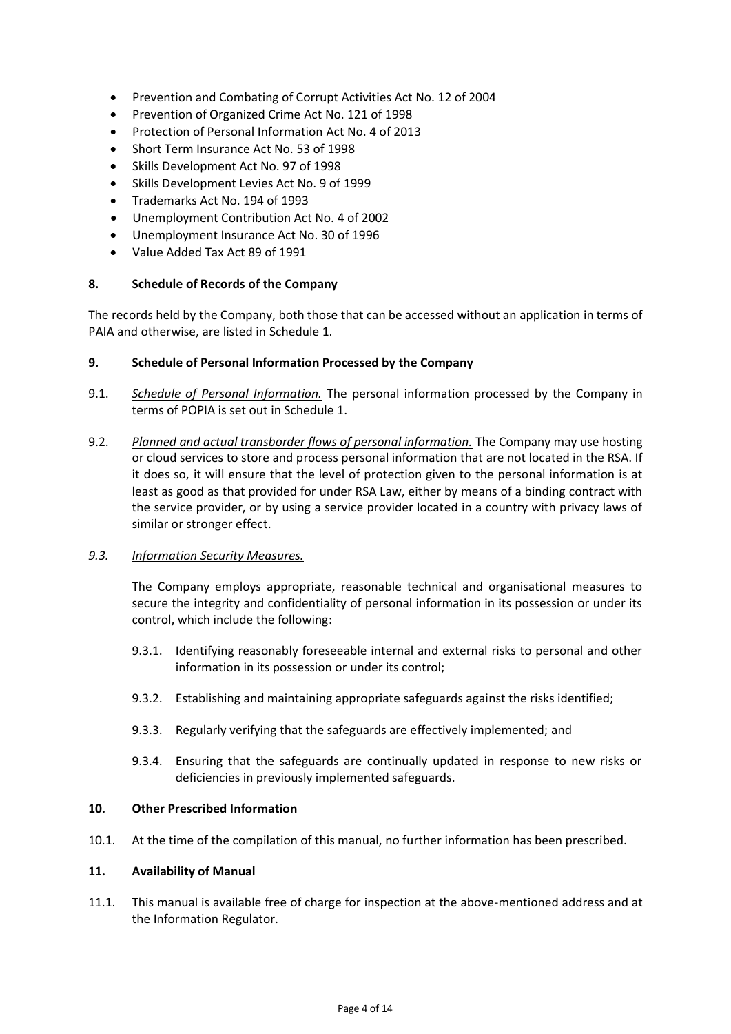- Prevention and Combating of Corrupt Activities Act No. 12 of 2004
- Prevention of Organized Crime Act No. 121 of 1998
- Protection of Personal Information Act No. 4 of 2013
- Short Term Insurance Act No. 53 of 1998
- Skills Development Act No. 97 of 1998
- Skills Development Levies Act No. 9 of 1999
- Trademarks Act No. 194 of 1993
- Unemployment Contribution Act No. 4 of 2002
- Unemployment Insurance Act No. 30 of 1996
- Value Added Tax Act 89 of 1991

## 8. Schedule of Records of the Company

The records held by the Company, both those that can be accessed without an application in terms of PAIA and otherwise, are listed in Schedule 1.

## 9. Schedule of Personal Information Processed by the Company

9.1. *Schedule of Personal Information.* The personal information processed by the Company in terms of POPIA is set out in Schedule 1.

9.2. *Planned and actual transborder flows of personal information.* The Company may use hosting or cloud services to store and process personal information that are not located in the RSA. If it does so, it will ensure that the level of protection given to the personal information is at least as good as that provided for under RSA Law, either by means of a binding contract with the service provider, or by using a service provider located in a country with privacy laws of similar or stronger effect.

*9.3. Information Security Measures.*

The Company employs appropriate, reasonable technical and organisational measures to secure the integrity and confidentiality of personal information in its possession or under its control, which include the following:

9.3.1. Identifying reasonably foreseeable internal and external risks to personal and other information in its possession or under its control;

9.3.2. Establishing and maintaining appropriate safeguards against the risks identified;

9.3.3. Regularly verifying that the safeguards are effectively implemented; and

9.3.4. Ensuring that the safeguards are continually updated in response to new risks or deficiencies in previously implemented safeguards.

## 10. Other Prescribed Information

10.1. At the time of the compilation of this manual, no further information has been prescribed.

## 11. Availability of Manual

11.1. This manual is available free of charge for inspection at the above-mentioned address and at the Information Regulator.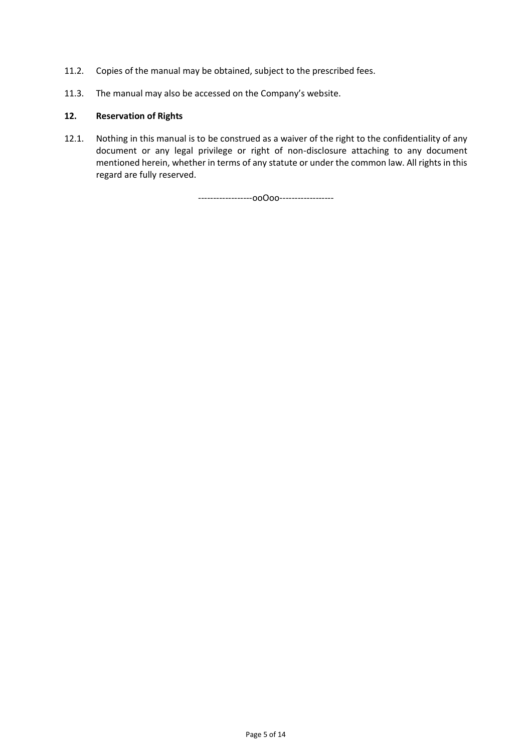11.2. Copies of the manual may be obtained, subject to the prescribed fees.

11.3. The manual may also be accessed on the Company's website.

**12. Reservation of Rights**

12.1. Nothing in this manual is to be construed as a waiver of the right to the confidentiality of any document or any legal privilege or right of non-disclosure attaching to any document mentioned herein, whether in terms of any statute or under the common law. All rights in this regard are fully reserved.

------------------ooOoo------------------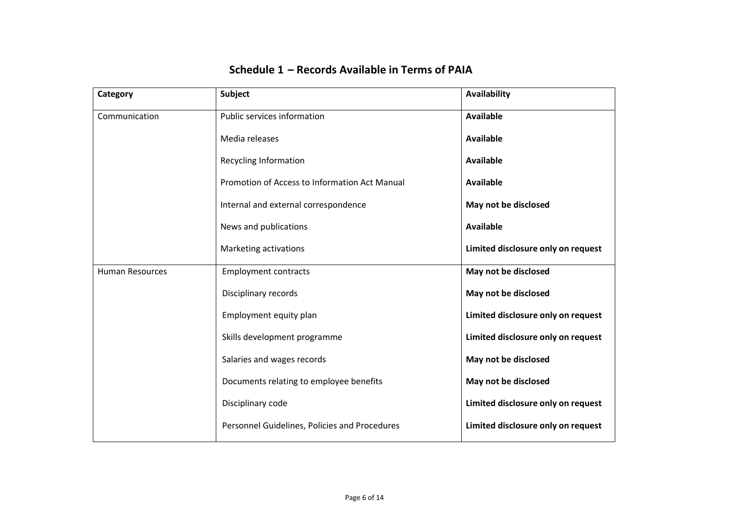## Schedule 1 – Records Available in Terms of PAIA

| **Category** | **Subject** | **Availability** |
|---|---|---|
| Communication | Public services information | **Available** |
| | Media releases | **Available** |
| | Recycling Information | **Available** |
| | Promotion of Access to Information Act Manual | **Available** |
| | Internal and external correspondence | **May not be disclosed** |
| | News and publications | **Available** |
| | Marketing activations | **Limited disclosure only on request** |
| Human Resources | Employment contracts | **May not be disclosed** |
| | Disciplinary records | **May not be disclosed** |
| | Employment equity plan | **Limited disclosure only on request** |
| | Skills development programme | **Limited disclosure only on request** |
| | Salaries and wages records | **May not be disclosed** |
| | Documents relating to employee benefits | **May not be disclosed** |
| | Disciplinary code | **Limited disclosure only on request** |
| | Personnel Guidelines, Policies and Procedures | **Limited disclosure only on request** |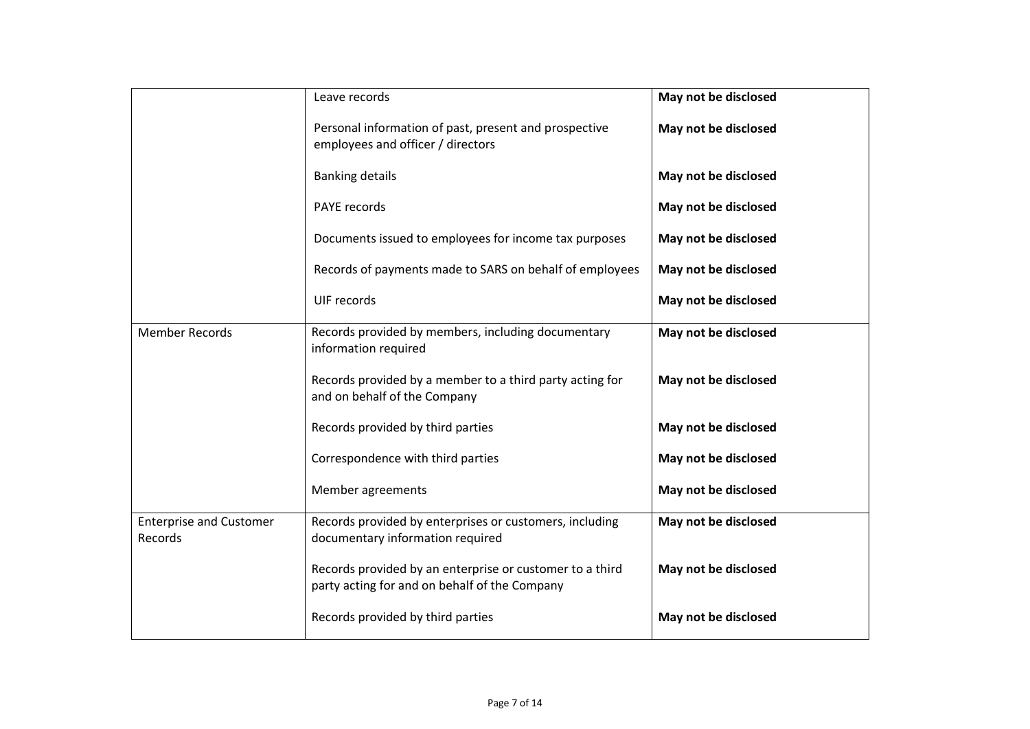| | | |
|---|---|---|
| | Leave records | **May not be disclosed** |
| | Personal information of past, present and prospective employees and officer / directors | **May not be disclosed** |
| | Banking details | **May not be disclosed** |
| | PAYE records | **May not be disclosed** |
| | Documents issued to employees for income tax purposes | **May not be disclosed** |
| | Records of payments made to SARS on behalf of employees | **May not be disclosed** |
| | UIF records | **May not be disclosed** |
| Member Records | Records provided by members, including documentary information required | **May not be disclosed** |
| | Records provided by a member to a third party acting for and on behalf of the Company | **May not be disclosed** |
| | Records provided by third parties | **May not be disclosed** |
| | Correspondence with third parties | **May not be disclosed** |
| | Member agreements | **May not be disclosed** |
| Enterprise and Customer Records | Records provided by enterprises or customers, including documentary information required | **May not be disclosed** |
| | Records provided by an enterprise or customer to a third party acting for and on behalf of the Company | **May not be disclosed** |
| | Records provided by third parties | **May not be disclosed** |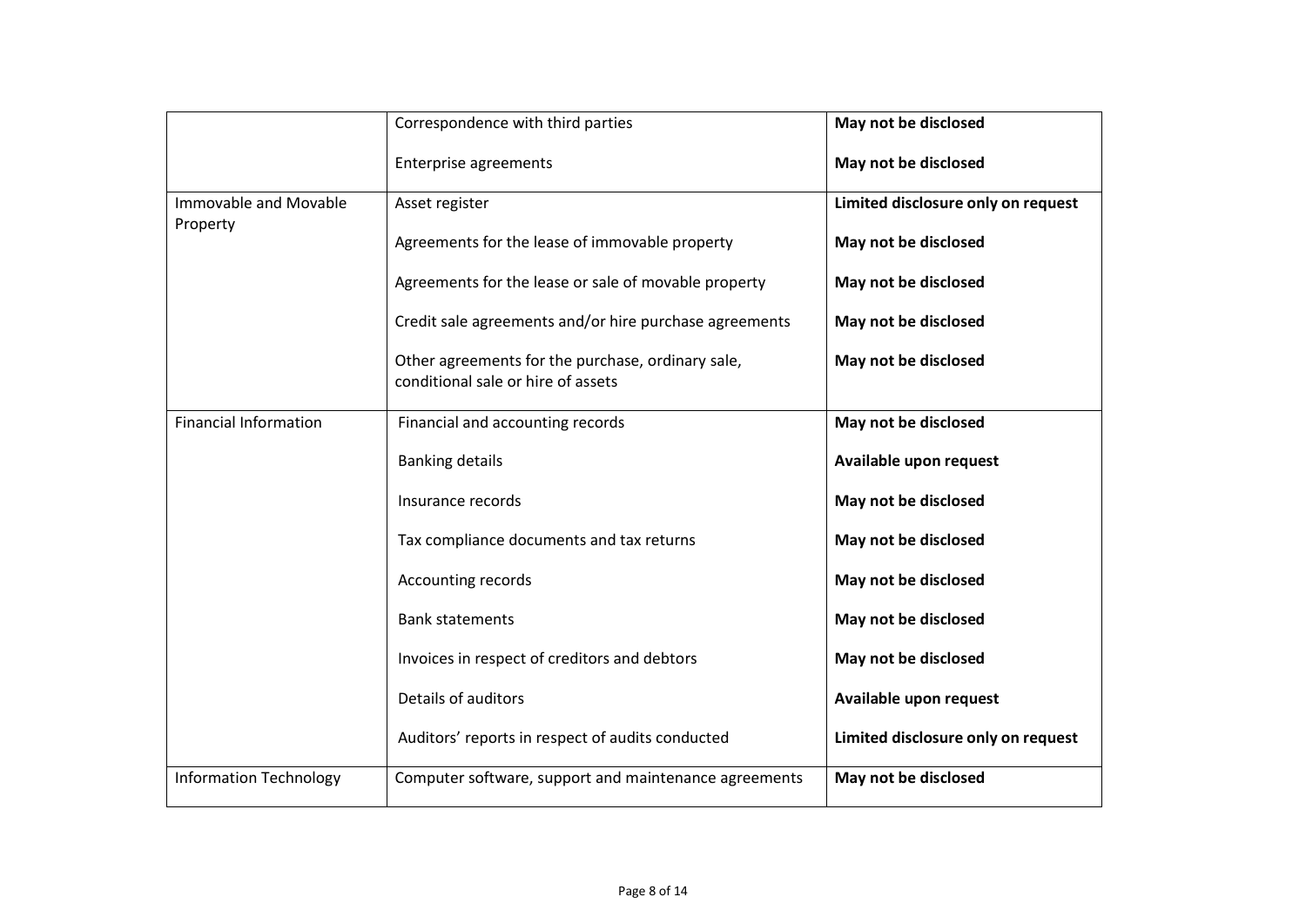| | | |
|---|---|---|
| | Correspondence with third parties | **May not be disclosed** |
| | Enterprise agreements | **May not be disclosed** |
| Immovable and Movable Property | Asset register | **Limited disclosure only on request** |
| | Agreements for the lease of immovable property | **May not be disclosed** |
| | Agreements for the lease or sale of movable property | **May not be disclosed** |
| | Credit sale agreements and/or hire purchase agreements | **May not be disclosed** |
| | Other agreements for the purchase, ordinary sale, conditional sale or hire of assets | **May not be disclosed** |
| Financial Information | Financial and accounting records | **May not be disclosed** |
| | Banking details | **Available upon request** |
| | Insurance records | **May not be disclosed** |
| | Tax compliance documents and tax returns | **May not be disclosed** |
| | Accounting records | **May not be disclosed** |
| | Bank statements | **May not be disclosed** |
| | Invoices in respect of creditors and debtors | **May not be disclosed** |
| | Details of auditors | **Available upon request** |
| | Auditors' reports in respect of audits conducted | **Limited disclosure only on request** |
| Information Technology | Computer software, support and maintenance agreements | **May not be disclosed** |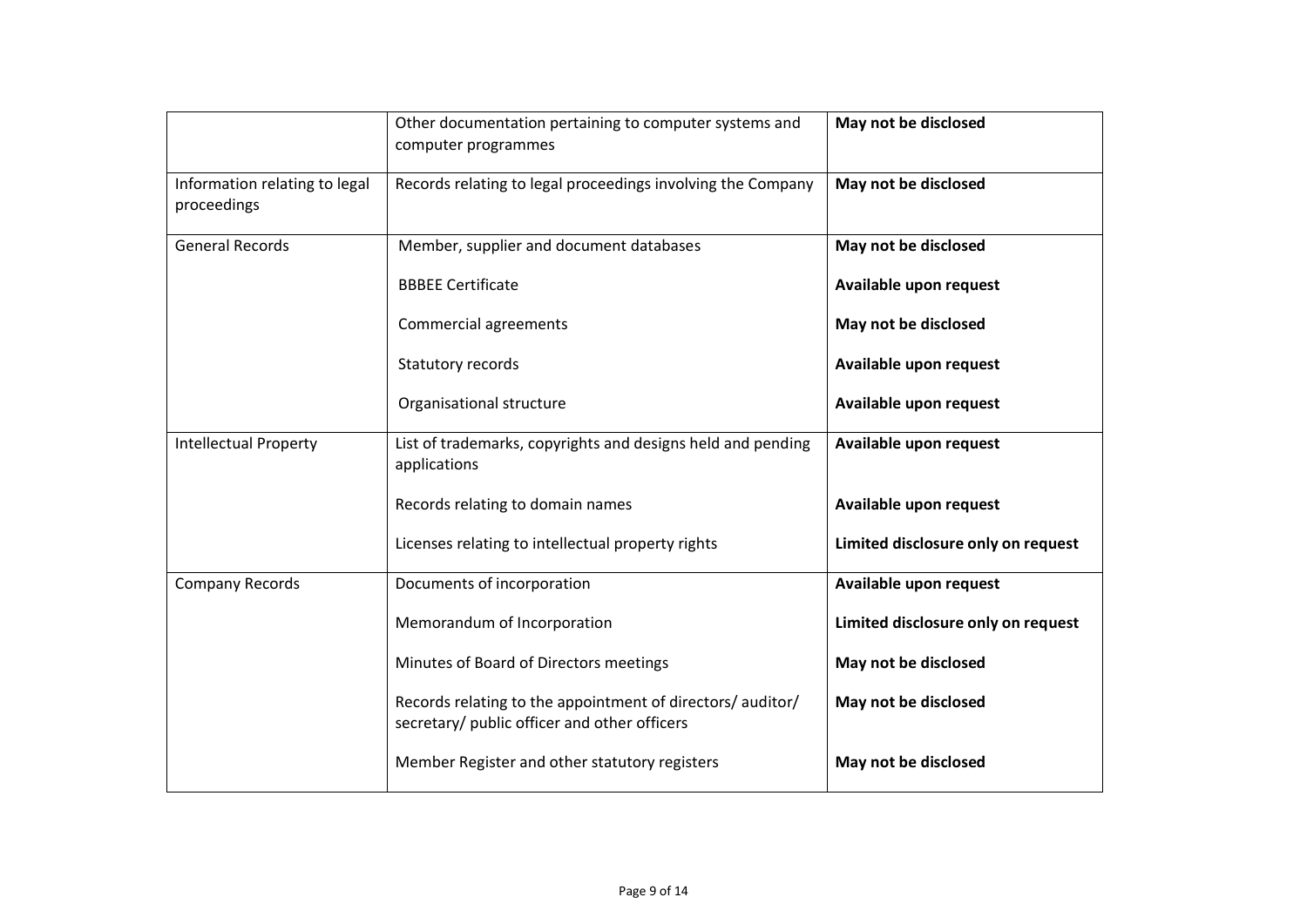| | | |
|---|---|---|
| | Other documentation pertaining to computer systems and computer programmes | **May not be disclosed** |
| Information relating to legal proceedings | Records relating to legal proceedings involving the Company | **May not be disclosed** |
| General Records | Member, supplier and document databases | **May not be disclosed** |
| | BBBEE Certificate | **Available upon request** |
| | Commercial agreements | **May not be disclosed** |
| | Statutory records | **Available upon request** |
| | Organisational structure | **Available upon request** |
| Intellectual Property | List of trademarks, copyrights and designs held and pending applications | **Available upon request** |
| | Records relating to domain names | **Available upon request** |
| | Licenses relating to intellectual property rights | **Limited disclosure only on request** |
| Company Records | Documents of incorporation | **Available upon request** |
| | Memorandum of Incorporation | **Limited disclosure only on request** |
| | Minutes of Board of Directors meetings | **May not be disclosed** |
| | Records relating to the appointment of directors/ auditor/ secretary/ public officer and other officers | **May not be disclosed** |
| | Member Register and other statutory registers | **May not be disclosed** |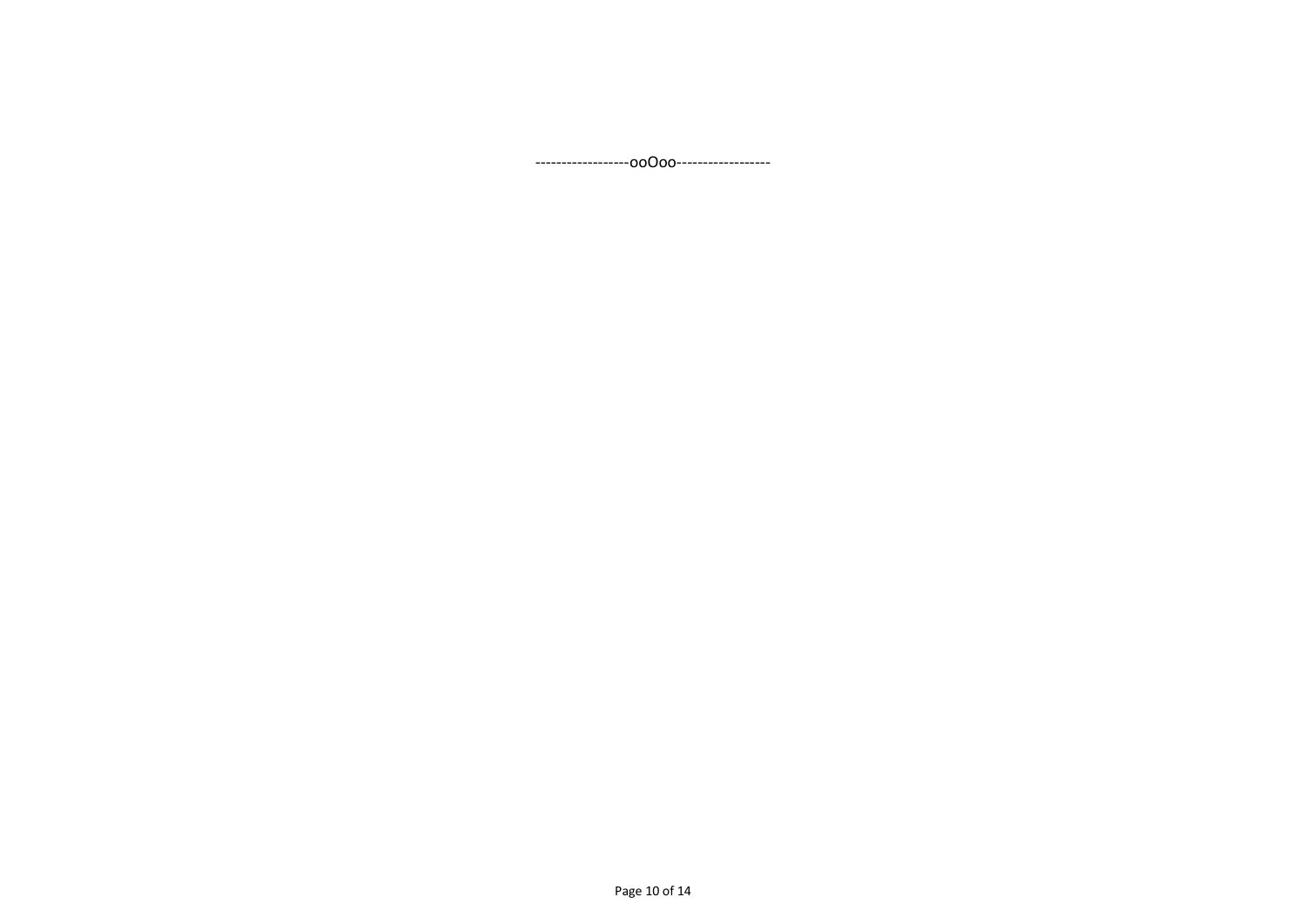------------------ooOoo-----------------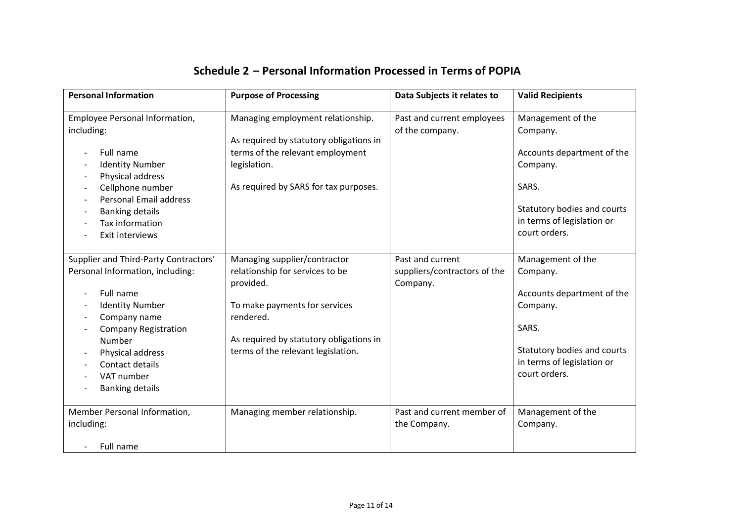## Schedule 2 – Personal Information Processed in Terms of POPIA

| Personal Information | Purpose of Processing | Data Subjects it relates to | Valid Recipients |
|---|---|---|---|
| Employee Personal Information, including:<br><br>- Full name<br>- Identity Number<br>- Physical address<br>- Cellphone number<br>- Personal Email address<br>- Banking details<br>- Tax information<br>- Exit interviews | Managing employment relationship.<br><br>As required by statutory obligations in terms of the relevant employment legislation.<br><br>As required by SARS for tax purposes. | Past and current employees of the company. | Management of the Company.<br><br>Accounts department of the Company.<br><br>SARS.<br><br>Statutory bodies and courts in terms of legislation or court orders. |
| Supplier and Third-Party Contractors' Personal Information, including:<br><br>- Full name<br>- Identity Number<br>- Company name<br>- Company Registration Number<br>- Physical address<br>- Contact details<br>- VAT number<br>- Banking details | Managing supplier/contractor relationship for services to be provided.<br><br>To make payments for services rendered.<br><br>As required by statutory obligations in terms of the relevant legislation. | Past and current suppliers/contractors of the Company. | Management of the Company.<br><br>Accounts department of the Company.<br><br>SARS.<br><br>Statutory bodies and courts in terms of legislation or court orders. |
| Member Personal Information, including:<br><br>- Full name | Managing member relationship. | Past and current member of the Company. | Management of the Company. |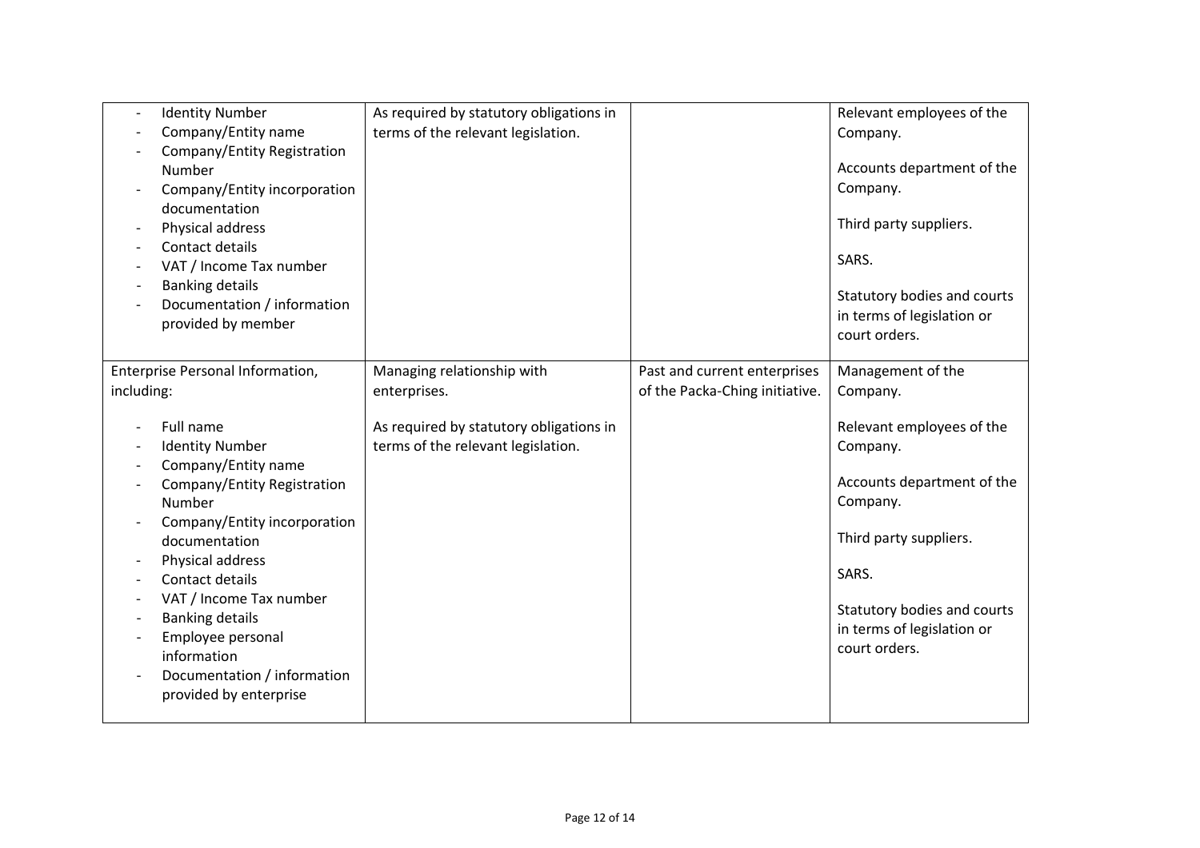| | | | |
|---|---|---|---|
| - Identity Number<br>- Company/Entity name<br>- Company/Entity Registration Number<br>- Company/Entity incorporation documentation<br>- Physical address<br>- Contact details<br>- VAT / Income Tax number<br>- Banking details<br>- Documentation / information provided by member | As required by statutory obligations in terms of the relevant legislation. | | Relevant employees of the Company.<br><br>Accounts department of the Company.<br><br>Third party suppliers.<br><br>SARS.<br><br>Statutory bodies and courts in terms of legislation or court orders. |
| Enterprise Personal Information, including:<br><br>- Full name<br>- Identity Number<br>- Company/Entity name<br>- Company/Entity Registration Number<br>- Company/Entity incorporation documentation<br>- Physical address<br>- Contact details<br>- VAT / Income Tax number<br>- Banking details<br>- Employee personal information<br>- Documentation / information provided by enterprise | Managing relationship with enterprises.<br><br>As required by statutory obligations in terms of the relevant legislation. | Past and current enterprises of the Packa-Ching initiative. | Management of the Company.<br><br>Relevant employees of the Company.<br><br>Accounts department of the Company.<br><br>Third party suppliers.<br><br>SARS.<br><br>Statutory bodies and courts in terms of legislation or court orders. |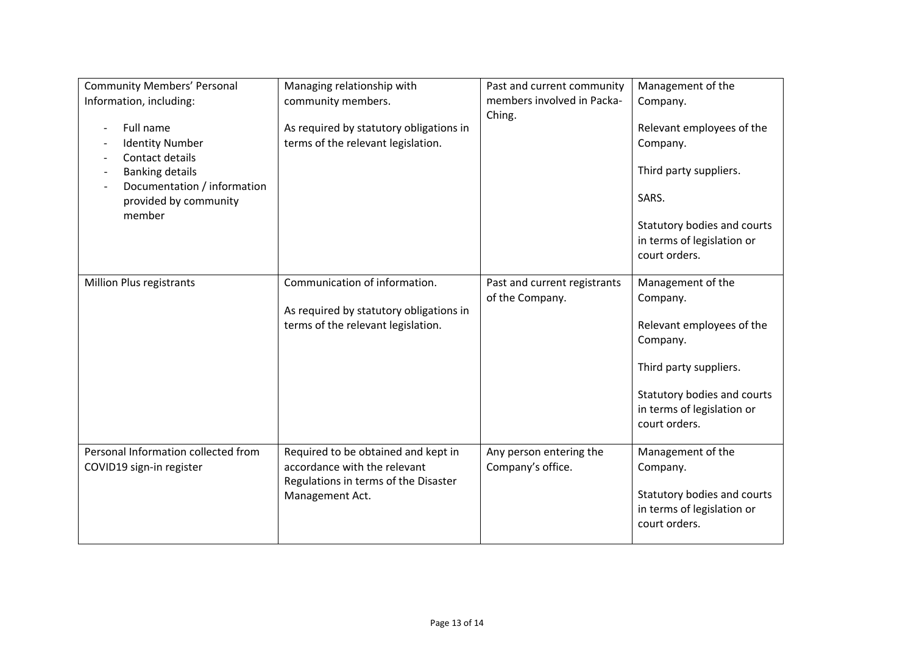| | | | |
|---|---|---|---|
| Community Members' Personal Information, including:<br><br>- Full name<br>- Identity Number<br>- Contact details<br>- Banking details<br>- Documentation / information provided by community member | Managing relationship with community members.<br><br>As required by statutory obligations in terms of the relevant legislation. | Past and current community members involved in Packa-Ching. | Management of the Company.<br><br>Relevant employees of the Company.<br><br>Third party suppliers.<br><br>SARS.<br><br>Statutory bodies and courts in terms of legislation or court orders. |
| Million Plus registrants | Communication of information.<br><br>As required by statutory obligations in terms of the relevant legislation. | Past and current registrants of the Company. | Management of the Company.<br><br>Relevant employees of the Company.<br><br>Third party suppliers.<br><br>Statutory bodies and courts in terms of legislation or court orders. |
| Personal Information collected from COVID19 sign-in register | Required to be obtained and kept in accordance with the relevant Regulations in terms of the Disaster Management Act. | Any person entering the Company's office. | Management of the Company.<br><br>Statutory bodies and courts in terms of legislation or court orders. |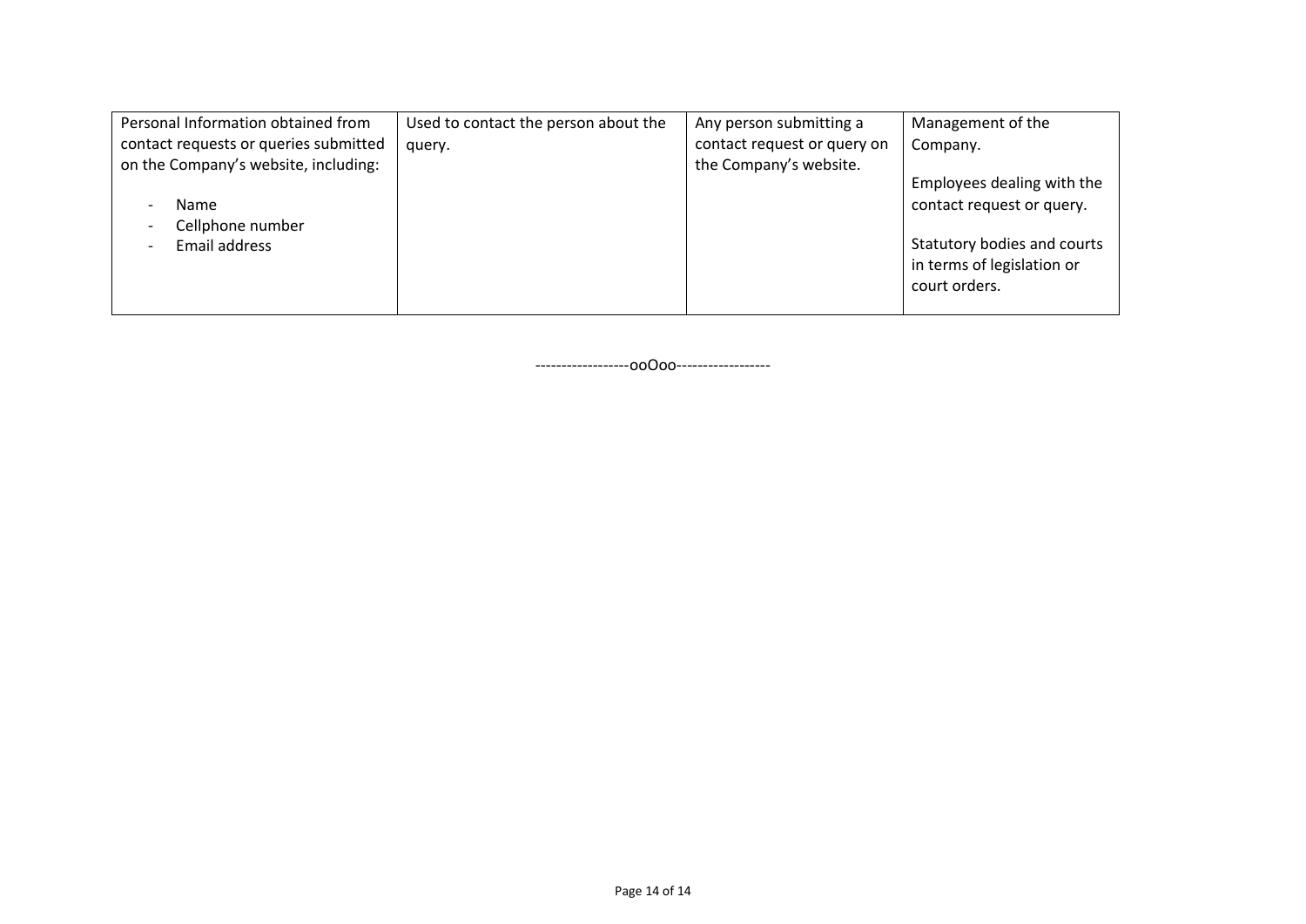| | | | |
|---|---|---|---|
| Personal Information obtained from contact requests or queries submitted on the Company's website, including:<br><br>- Name<br>- Cellphone number<br>- Email address | Used to contact the person about the query. | Any person submitting a contact request or query on the Company's website. | Management of the Company.<br><br>Employees dealing with the contact request or query.<br><br>Statutory bodies and courts in terms of legislation or court orders. |

------------------ooOoo------------------